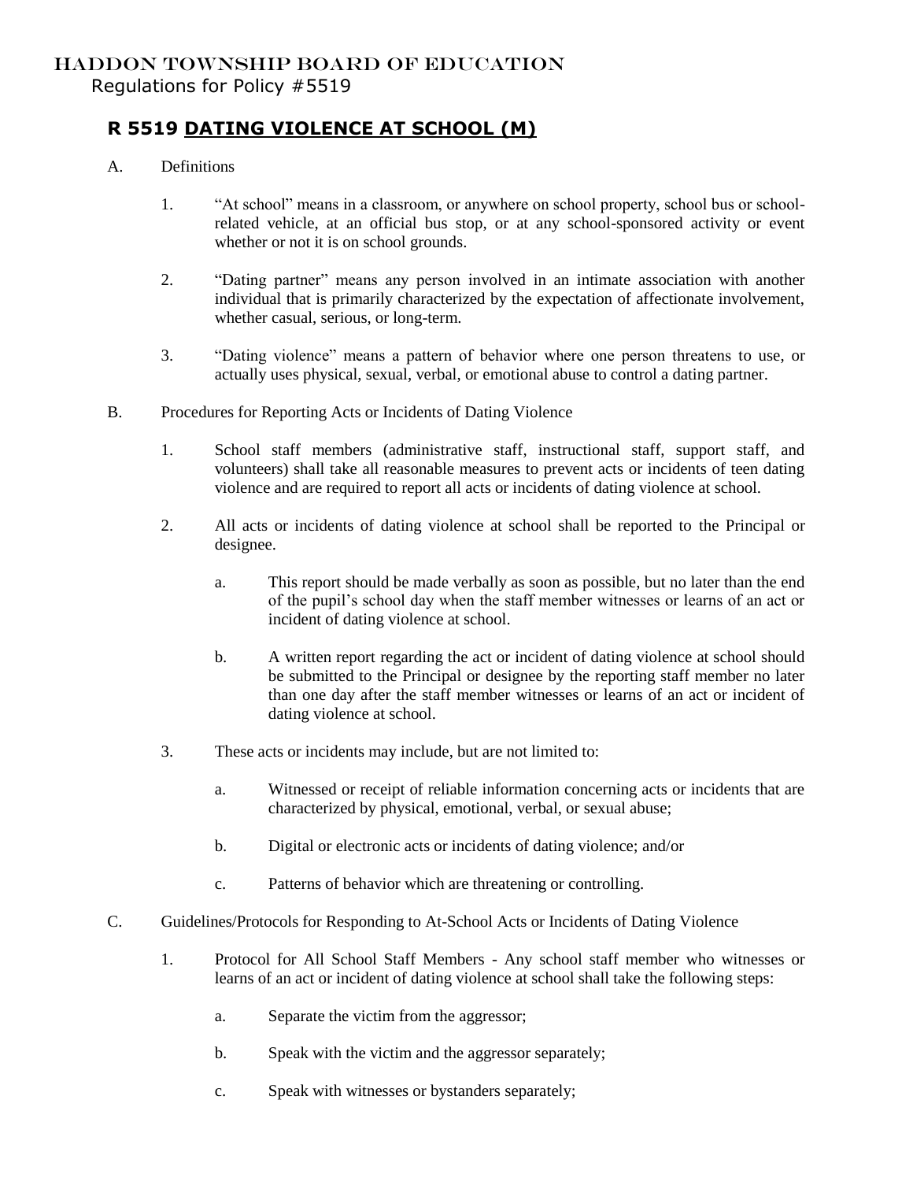# HADDON TOWNSHIP BOARD OF EDUCATION

Regulations for Policy #5519

## R 5519 DATING VIOLENCE AT SCHOOL (M)

A. Definitions

1. "At school" means in a classroom, or anywhere on school property, school bus or school-related vehicle, at an official bus stop, or at any school-sponsored activity or event whether or not it is on school grounds.

2. "Dating partner" means any person involved in an intimate association with another individual that is primarily characterized by the expectation of affectionate involvement, whether casual, serious, or long-term.

3. "Dating violence" means a pattern of behavior where one person threatens to use, or actually uses physical, sexual, verbal, or emotional abuse to control a dating partner.

B. Procedures for Reporting Acts or Incidents of Dating Violence

1. School staff members (administrative staff, instructional staff, support staff, and volunteers) shall take all reasonable measures to prevent acts or incidents of teen dating violence and are required to report all acts or incidents of dating violence at school.

2. All acts or incidents of dating violence at school shall be reported to the Principal or designee.

   a. This report should be made verbally as soon as possible, but no later than the end of the pupil's school day when the staff member witnesses or learns of an act or incident of dating violence at school.

   b. A written report regarding the act or incident of dating violence at school should be submitted to the Principal or designee by the reporting staff member no later than one day after the staff member witnesses or learns of an act or incident of dating violence at school.

3. These acts or incidents may include, but are not limited to:

   a. Witnessed or receipt of reliable information concerning acts or incidents that are characterized by physical, emotional, verbal, or sexual abuse;

   b. Digital or electronic acts or incidents of dating violence; and/or

   c. Patterns of behavior which are threatening or controlling.

C. Guidelines/Protocols for Responding to At-School Acts or Incidents of Dating Violence

1. Protocol for All School Staff Members - Any school staff member who witnesses or learns of an act or incident of dating violence at school shall take the following steps:

   a. Separate the victim from the aggressor;

   b. Speak with the victim and the aggressor separately;

   c. Speak with witnesses or bystanders separately;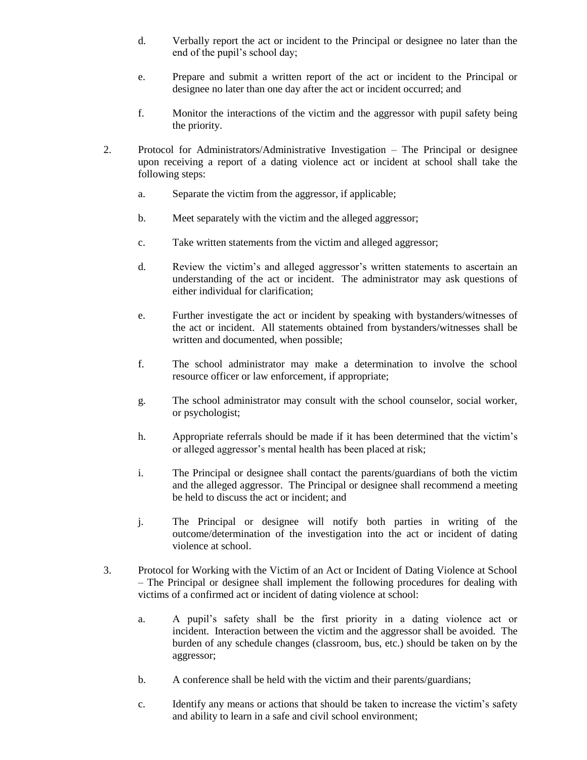d. Verbally report the act or incident to the Principal or designee no later than the end of the pupil's school day;

e. Prepare and submit a written report of the act or incident to the Principal or designee no later than one day after the act or incident occurred; and

f. Monitor the interactions of the victim and the aggressor with pupil safety being the priority.

2. Protocol for Administrators/Administrative Investigation – The Principal or designee upon receiving a report of a dating violence act or incident at school shall take the following steps:

   a. Separate the victim from the aggressor, if applicable;

   b. Meet separately with the victim and the alleged aggressor;

   c. Take written statements from the victim and alleged aggressor;

   d. Review the victim's and alleged aggressor's written statements to ascertain an understanding of the act or incident. The administrator may ask questions of either individual for clarification;

   e. Further investigate the act or incident by speaking with bystanders/witnesses of the act or incident. All statements obtained from bystanders/witnesses shall be written and documented, when possible;

   f. The school administrator may make a determination to involve the school resource officer or law enforcement, if appropriate;

   g. The school administrator may consult with the school counselor, social worker, or psychologist;

   h. Appropriate referrals should be made if it has been determined that the victim's or alleged aggressor's mental health has been placed at risk;

   i. The Principal or designee shall contact the parents/guardians of both the victim and the alleged aggressor. The Principal or designee shall recommend a meeting be held to discuss the act or incident; and

   j. The Principal or designee will notify both parties in writing of the outcome/determination of the investigation into the act or incident of dating violence at school.

3. Protocol for Working with the Victim of an Act or Incident of Dating Violence at School – The Principal or designee shall implement the following procedures for dealing with victims of a confirmed act or incident of dating violence at school:

   a. A pupil's safety shall be the first priority in a dating violence act or incident. Interaction between the victim and the aggressor shall be avoided. The burden of any schedule changes (classroom, bus, etc.) should be taken on by the aggressor;

   b. A conference shall be held with the victim and their parents/guardians;

   c. Identify any means or actions that should be taken to increase the victim's safety and ability to learn in a safe and civil school environment;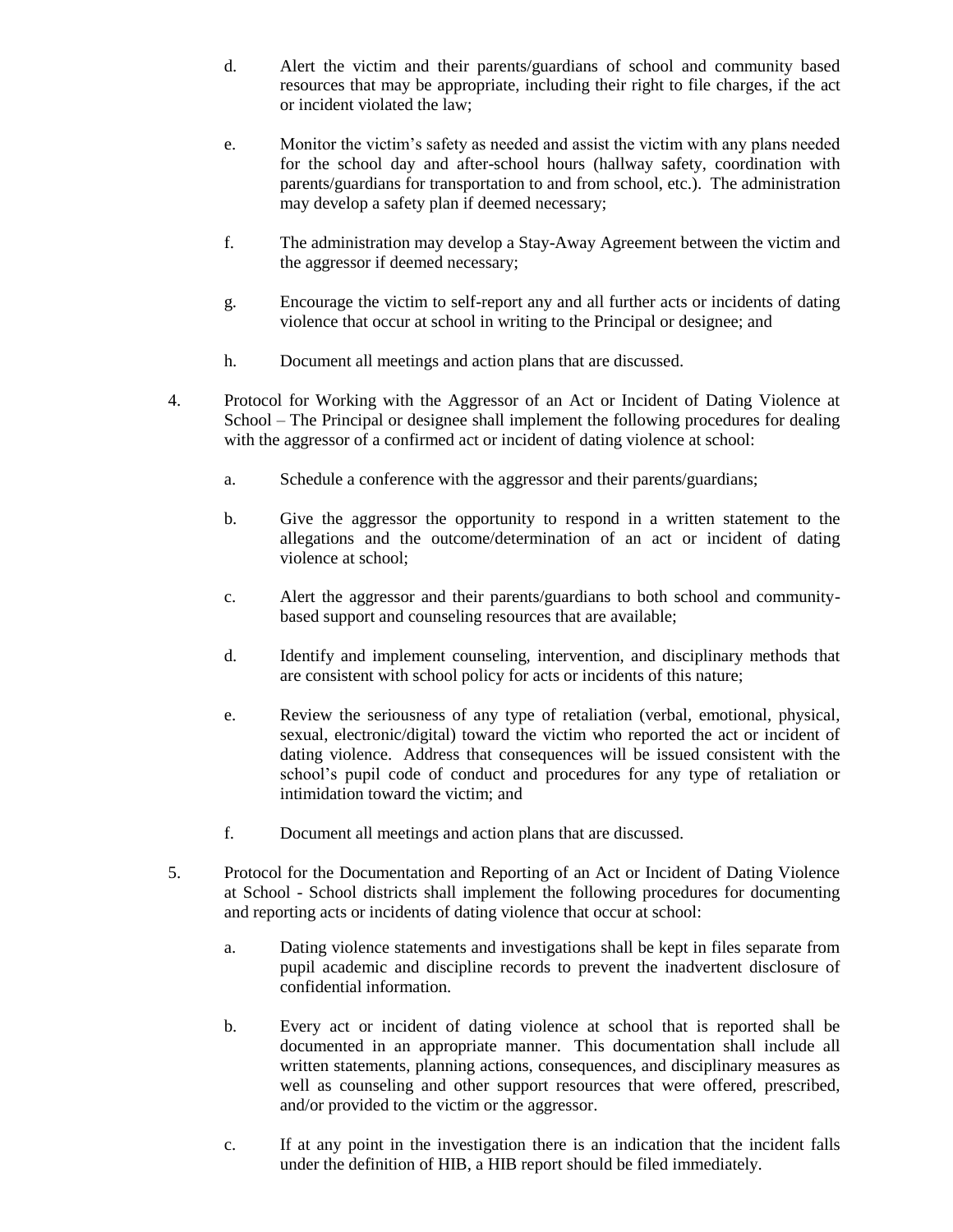d. Alert the victim and their parents/guardians of school and community based resources that may be appropriate, including their right to file charges, if the act or incident violated the law;

   e. Monitor the victim's safety as needed and assist the victim with any plans needed for the school day and after-school hours (hallway safety, coordination with parents/guardians for transportation to and from school, etc.). The administration may develop a safety plan if deemed necessary;

   f. The administration may develop a Stay-Away Agreement between the victim and the aggressor if deemed necessary;

   g. Encourage the victim to self-report any and all further acts or incidents of dating violence that occur at school in writing to the Principal or designee; and

   h. Document all meetings and action plans that are discussed.

4. Protocol for Working with the Aggressor of an Act or Incident of Dating Violence at School – The Principal or designee shall implement the following procedures for dealing with the aggressor of a confirmed act or incident of dating violence at school:

   a. Schedule a conference with the aggressor and their parents/guardians;

   b. Give the aggressor the opportunity to respond in a written statement to the allegations and the outcome/determination of an act or incident of dating violence at school;

   c. Alert the aggressor and their parents/guardians to both school and community-based support and counseling resources that are available;

   d. Identify and implement counseling, intervention, and disciplinary methods that are consistent with school policy for acts or incidents of this nature;

   e. Review the seriousness of any type of retaliation (verbal, emotional, physical, sexual, electronic/digital) toward the victim who reported the act or incident of dating violence. Address that consequences will be issued consistent with the school's pupil code of conduct and procedures for any type of retaliation or intimidation toward the victim; and

   f. Document all meetings and action plans that are discussed.

5. Protocol for the Documentation and Reporting of an Act or Incident of Dating Violence at School - School districts shall implement the following procedures for documenting and reporting acts or incidents of dating violence that occur at school:

   a. Dating violence statements and investigations shall be kept in files separate from pupil academic and discipline records to prevent the inadvertent disclosure of confidential information.

   b. Every act or incident of dating violence at school that is reported shall be documented in an appropriate manner. This documentation shall include all written statements, planning actions, consequences, and disciplinary measures as well as counseling and other support resources that were offered, prescribed, and/or provided to the victim or the aggressor.

   c. If at any point in the investigation there is an indication that the incident falls under the definition of HIB, a HIB report should be filed immediately.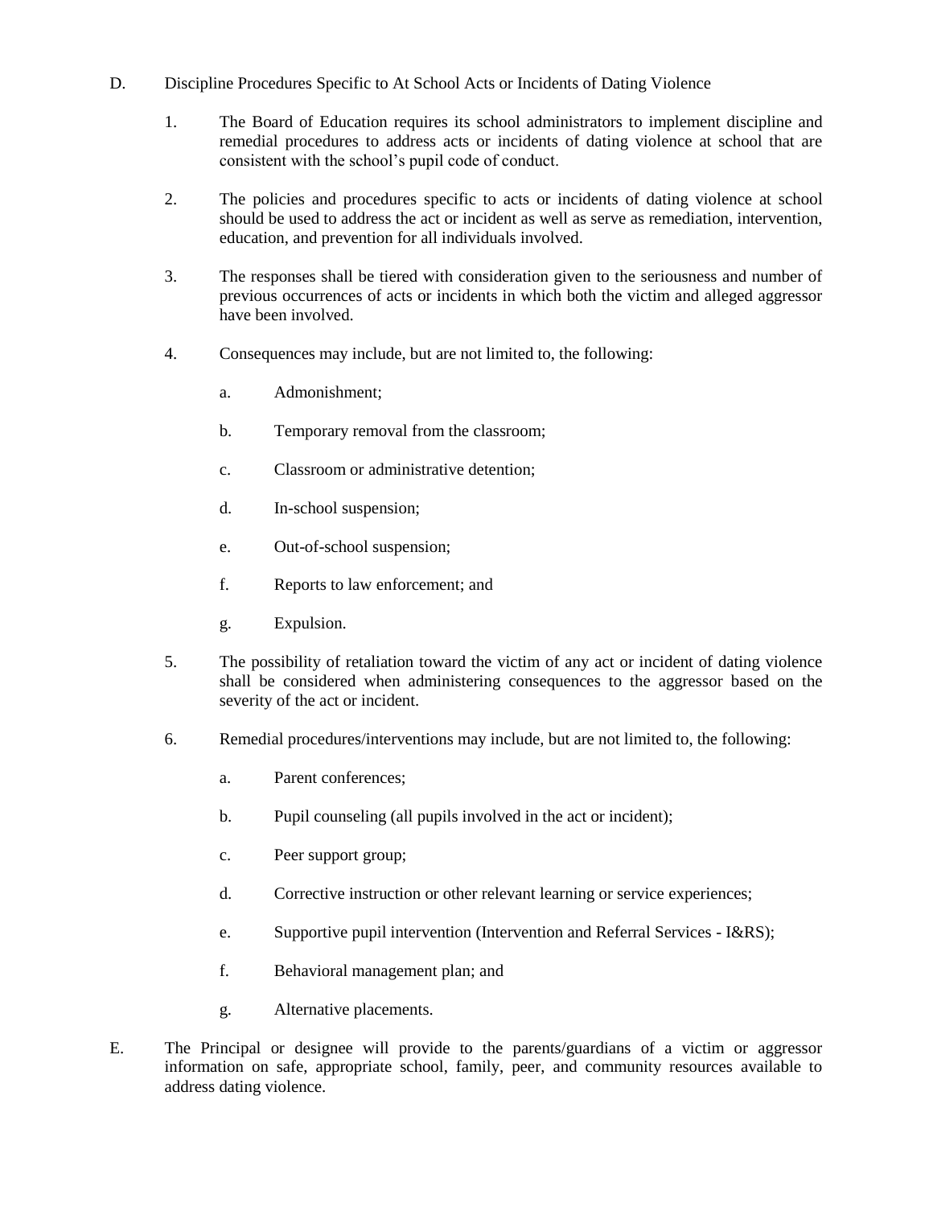D. Discipline Procedures Specific to At School Acts or Incidents of Dating Violence

1. The Board of Education requires its school administrators to implement discipline and remedial procedures to address acts or incidents of dating violence at school that are consistent with the school's pupil code of conduct.

2. The policies and procedures specific to acts or incidents of dating violence at school should be used to address the act or incident as well as serve as remediation, intervention, education, and prevention for all individuals involved.

3. The responses shall be tiered with consideration given to the seriousness and number of previous occurrences of acts or incidents in which both the victim and alleged aggressor have been involved.

4. Consequences may include, but are not limited to, the following:

   a. Admonishment;

   b. Temporary removal from the classroom;

   c. Classroom or administrative detention;

   d. In-school suspension;

   e. Out-of-school suspension;

   f. Reports to law enforcement; and

   g. Expulsion.

5. The possibility of retaliation toward the victim of any act or incident of dating violence shall be considered when administering consequences to the aggressor based on the severity of the act or incident.

6. Remedial procedures/interventions may include, but are not limited to, the following:

   a. Parent conferences;

   b. Pupil counseling (all pupils involved in the act or incident);

   c. Peer support group;

   d. Corrective instruction or other relevant learning or service experiences;

   e. Supportive pupil intervention (Intervention and Referral Services - I&RS);

   f. Behavioral management plan; and

   g. Alternative placements.

E. The Principal or designee will provide to the parents/guardians of a victim or aggressor information on safe, appropriate school, family, peer, and community resources available to address dating violence.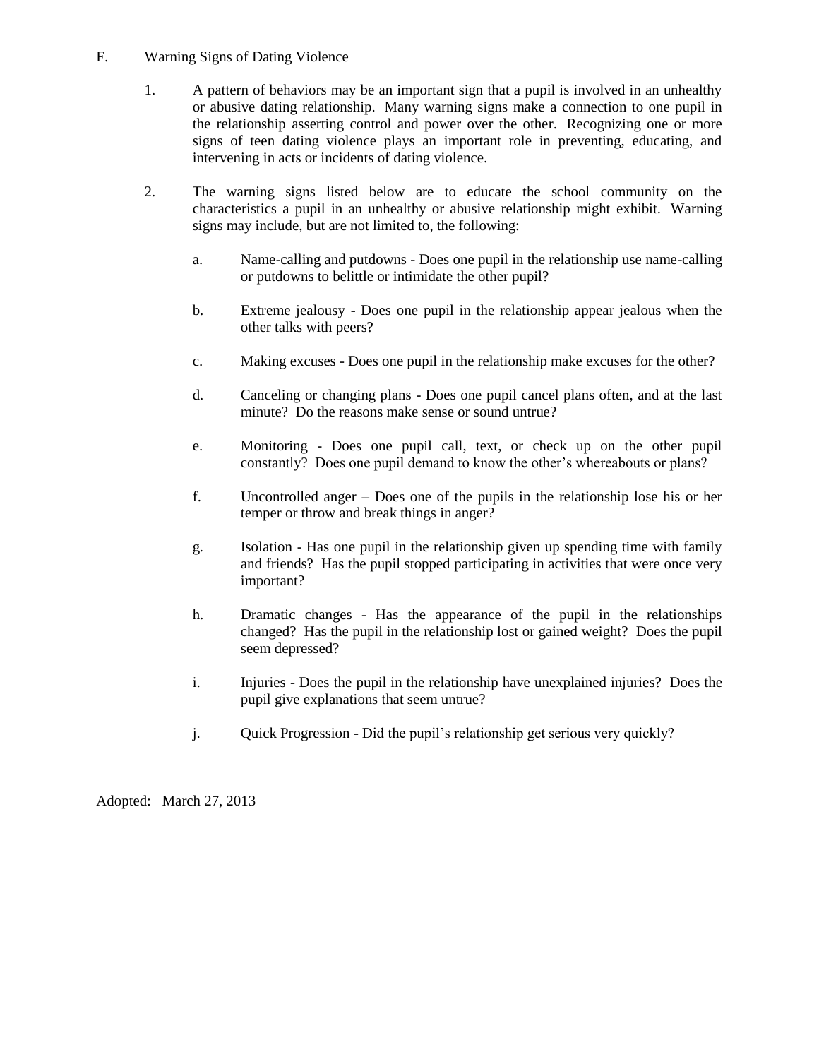F. Warning Signs of Dating Violence

1. A pattern of behaviors may be an important sign that a pupil is involved in an unhealthy or abusive dating relationship. Many warning signs make a connection to one pupil in the relationship asserting control and power over the other. Recognizing one or more signs of teen dating violence plays an important role in preventing, educating, and intervening in acts or incidents of dating violence.

2. The warning signs listed below are to educate the school community on the characteristics a pupil in an unhealthy or abusive relationship might exhibit. Warning signs may include, but are not limited to, the following:

   a. Name-calling and putdowns - Does one pupil in the relationship use name-calling or putdowns to belittle or intimidate the other pupil?

   b. Extreme jealousy - Does one pupil in the relationship appear jealous when the other talks with peers?

   c. Making excuses - Does one pupil in the relationship make excuses for the other?

   d. Canceling or changing plans - Does one pupil cancel plans often, and at the last minute? Do the reasons make sense or sound untrue?

   e. Monitoring - Does one pupil call, text, or check up on the other pupil constantly? Does one pupil demand to know the other's whereabouts or plans?

   f. Uncontrolled anger – Does one of the pupils in the relationship lose his or her temper or throw and break things in anger?

   g. Isolation - Has one pupil in the relationship given up spending time with family and friends? Has the pupil stopped participating in activities that were once very important?

   h. Dramatic changes - Has the appearance of the pupil in the relationships changed? Has the pupil in the relationship lost or gained weight? Does the pupil seem depressed?

   i. Injuries - Does the pupil in the relationship have unexplained injuries? Does the pupil give explanations that seem untrue?

   j. Quick Progression - Did the pupil's relationship get serious very quickly?

Adopted: March 27, 2013